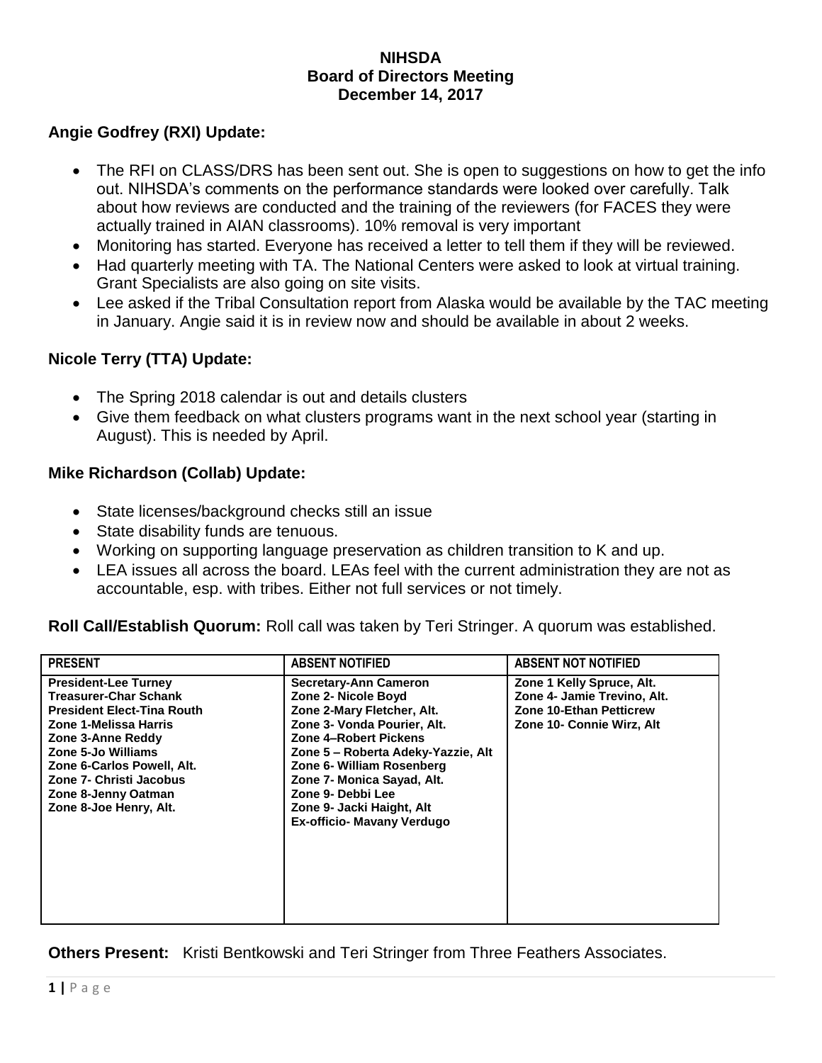# NIHSDA
## Board of Directors Meeting
## December 14, 2017

### Angie Godfrey (RXI) Update:

- The RFI on CLASS/DRS has been sent out. She is open to suggestions on how to get the info out. NIHSDA's comments on the performance standards were looked over carefully. Talk about how reviews are conducted and the training of the reviewers (for FACES they were actually trained in AIAN classrooms). 10% removal is very important
- Monitoring has started. Everyone has received a letter to tell them if they will be reviewed.
- Had quarterly meeting with TA. The National Centers were asked to look at virtual training. Grant Specialists are also going on site visits.
- Lee asked if the Tribal Consultation report from Alaska would be available by the TAC meeting in January. Angie said it is in review now and should be available in about 2 weeks.

### Nicole Terry (TTA) Update:

- The Spring 2018 calendar is out and details clusters
- Give them feedback on what clusters programs want in the next school year (starting in August). This is needed by April.

### Mike Richardson (Collab) Update:

- State licenses/background checks still an issue
- State disability funds are tenuous.
- Working on supporting language preservation as children transition to K and up.
- LEA issues all across the board. LEAs feel with the current administration they are not as accountable, esp. with tribes. Either not full services or not timely.

**Roll Call/Establish Quorum:** Roll call was taken by Teri Stringer. A quorum was established.

| PRESENT | ABSENT NOTIFIED | ABSENT NOT NOTIFIED |
|---|---|---|
| President-Lee Turney | Secretary-Ann Cameron | Zone 1 Kelly Spruce, Alt. |
| Treasurer-Char Schank | Zone 2- Nicole Boyd | Zone 4- Jamie Trevino, Alt. |
| President Elect-Tina Routh | Zone 2-Mary Fletcher, Alt. | Zone 10-Ethan Petticrew |
| Zone 1-Melissa Harris | Zone 3- Vonda Pourier, Alt. | Zone 10- Connie Wirz, Alt |
| Zone 3-Anne Reddy | Zone 4–Robert Pickens | |
| Zone 5-Jo Williams | Zone 5 – Roberta Adeky-Yazzie, Alt | |
| Zone 6-Carlos Powell, Alt. | Zone 6- William Rosenberg | |
| Zone 7- Christi Jacobus | Zone 7- Monica Sayad, Alt. | |
| Zone 8-Jenny Oatman | Zone 9- Debbi Lee | |
| Zone 8-Joe Henry, Alt. | Zone 9- Jacki Haight, Alt | |
| | Ex-officio- Mavany Verdugo | |

**Others Present:** Kristi Bentkowski and Teri Stringer from Three Feathers Associates.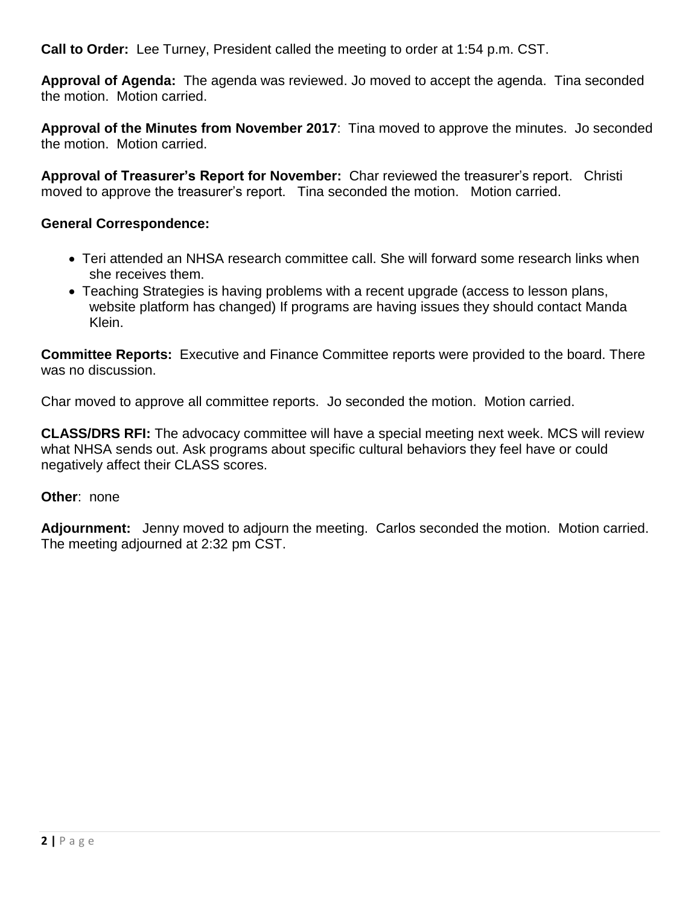**Call to Order:** Lee Turney, President called the meeting to order at 1:54 p.m. CST.

**Approval of Agenda:** The agenda was reviewed. Jo moved to accept the agenda. Tina seconded the motion. Motion carried.

**Approval of the Minutes from November 2017**: Tina moved to approve the minutes. Jo seconded the motion. Motion carried.

**Approval of Treasurer's Report for November:** Char reviewed the treasurer's report. Christi moved to approve the treasurer's report. Tina seconded the motion. Motion carried.

**General Correspondence:**

- Teri attended an NHSA research committee call. She will forward some research links when she receives them.
- Teaching Strategies is having problems with a recent upgrade (access to lesson plans, website platform has changed) If programs are having issues they should contact Manda Klein.

**Committee Reports:** Executive and Finance Committee reports were provided to the board. There was no discussion.

Char moved to approve all committee reports. Jo seconded the motion. Motion carried.

**CLASS/DRS RFI:** The advocacy committee will have a special meeting next week. MCS will review what NHSA sends out. Ask programs about specific cultural behaviors they feel have or could negatively affect their CLASS scores.

**Other**: none

**Adjournment:** Jenny moved to adjourn the meeting. Carlos seconded the motion. Motion carried. The meeting adjourned at 2:32 pm CST.